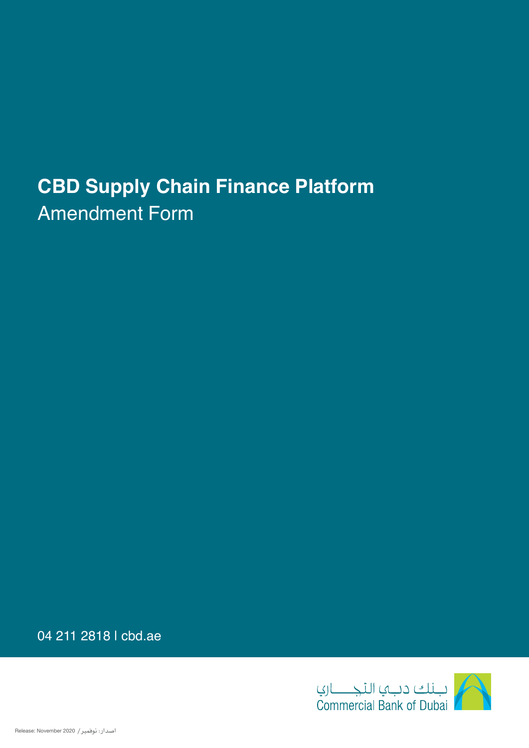# CBD Supply Chain Finance Platform

## Amendment Form

04 211 2818 | cbd.ae

بـنـك دبـي التجـــــاري
Commercial Bank of Dubai

Release: November 2020 / اصدار: نوفمبر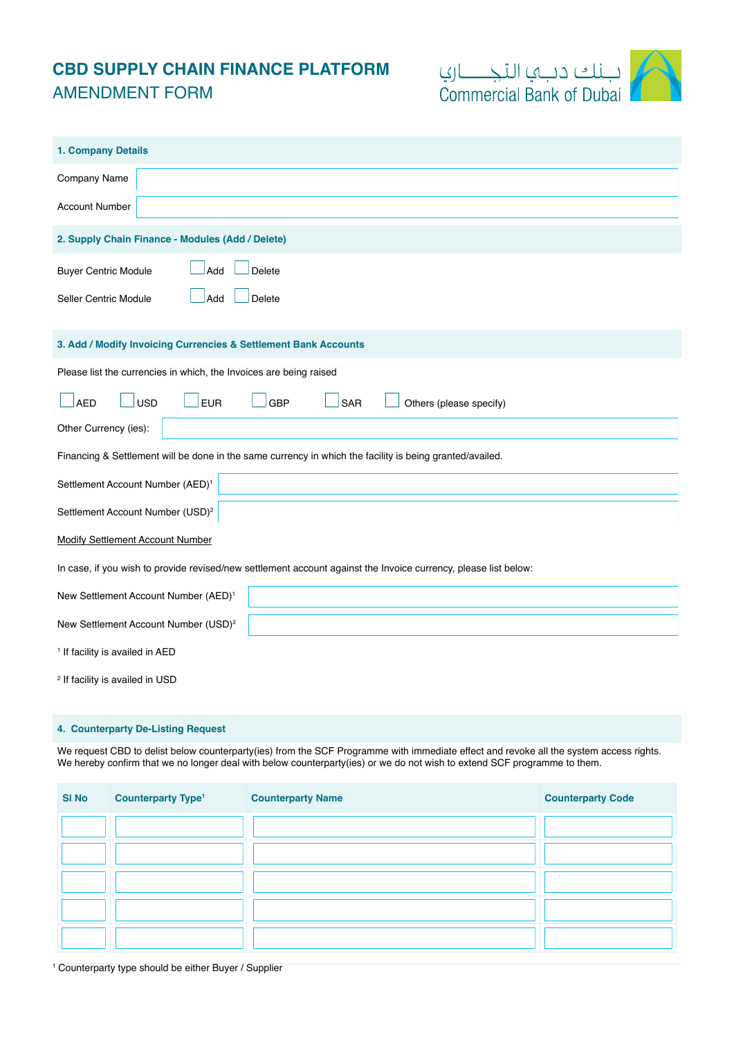# CBD SUPPLY CHAIN FINANCE PLATFORM

## AMENDMENT FORM

بـنك دبـي التجـــاري
Commercial Bank of Dubai

### 1. Company Details

Company Name

Account Number

### 2. Supply Chain Finance - Modules (Add / Delete)

Buyer Centric Module ☐ Add ☐ Delete

Seller Centric Module ☐ Add ☐ Delete

### 3. Add / Modify Invoicing Currencies & Settlement Bank Accounts

Please list the currencies in which, the Invoices are being raised

☐ AED ☐ USD ☐ EUR ☐ GBP ☐ SAR ☐ Others (please specify)

Other Currency (ies):

Financing & Settlement will be done in the same currency in which the facility is being granted/availed.

Settlement Account Number (AED)[1]

Settlement Account Number (USD)[2]

Modify Settlement Account Number

In case, if you wish to provide revised/new settlement account against the Invoice currency, please list below:

New Settlement Account Number (AED)[1]

New Settlement Account Number (USD)[2]

[1] If facility is availed in AED

[2] If facility is availed in USD

### 4. Counterparty De-Listing Request

We request CBD to delist below counterparty(ies) from the SCF Programme with immediate effect and revoke all the system access rights. We hereby confirm that we no longer deal with below counterparty(ies) or we do not wish to extend SCF programme to them.

| Sl No | Counterparty Type[1] | Counterparty Name | Counterparty Code |
|---|---|---|---|
| | | | |
| | | | |
| | | | |
| | | | |
| | | | |

[1] Counterparty type should be either Buyer / Supplier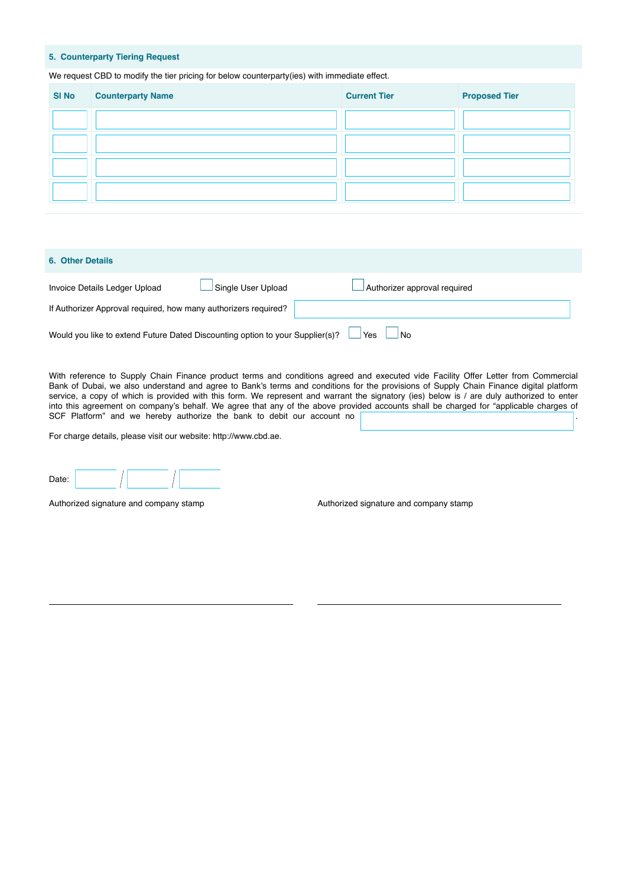## 5. Counterparty Tiering Request

We request CBD to modify the tier pricing for below counterparty(ies) with immediate effect.

| Sl No | Counterparty Name | Current Tier | Proposed Tier |
|---|---|---|---|
| | | | |
| | | | |
| | | | |
| | | | |

## 6. Other Details

Invoice Details Ledger Upload ☐ Single User Upload ☐ Authorizer approval required

If Authorizer Approval required, how many authorizers required? ____________________

Would you like to extend Future Dated Discounting option to your Supplier(s)? ☐ Yes ☐ No

With reference to Supply Chain Finance product terms and conditions agreed and executed vide Facility Offer Letter from Commercial Bank of Dubai, we also understand and agree to Bank's terms and conditions for the provisions of Supply Chain Finance digital platform service, a copy of which is provided with this form. We represent and warrant the signatory (ies) below is / are duly authorized to enter into this agreement on company's behalf. We agree that any of the above provided accounts shall be charged for "applicable charges of SCF Platform" and we hereby authorize the bank to debit our account no ____________________.

For charge details, please visit our website: http://www.cbd.ae.

Date: ______ / ______ / ______

Authorized signature and company stamp

_______________________________

Authorized signature and company stamp

_______________________________